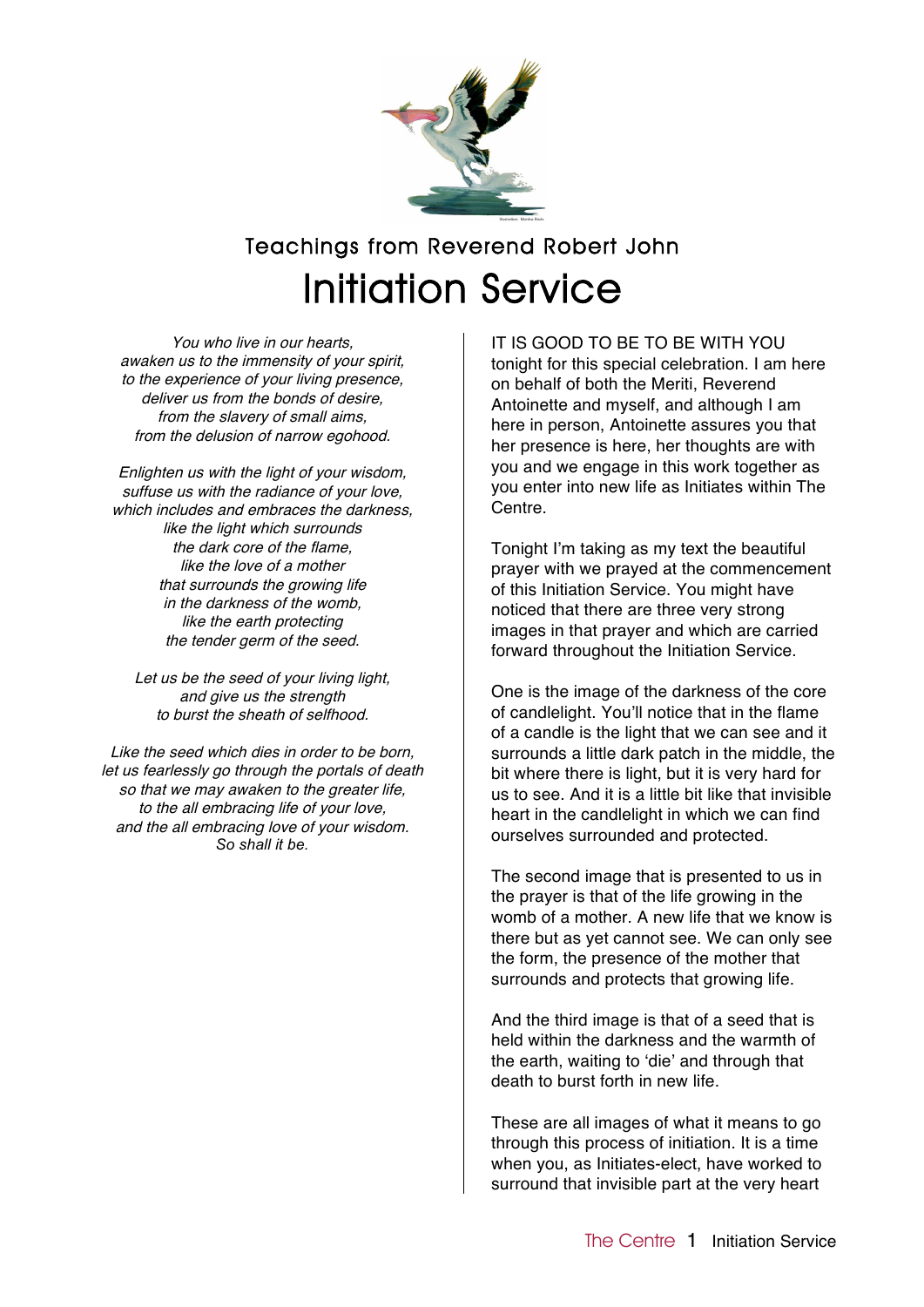## Teachings from Reverend Robert John

# Initiation Service

*You who live in our hearts,*
*awaken us to the immensity of your spirit,*
*to the experience of your living presence,*
*deliver us from the bonds of desire,*
*from the slavery of small aims,*
*from the delusion of narrow egohood.*

*Enlighten us with the light of your wisdom,*
*suffuse us with the radiance of your love,*
*which includes and embraces the darkness,*
*like the light which surrounds*
*the dark core of the flame,*
*like the love of a mother*
*that surrounds the growing life*
*in the darkness of the womb,*
*like the earth protecting*
*the tender germ of the seed.*

*Let us be the seed of your living light,*
*and give us the strength*
*to burst the sheath of selfhood.*

*Like the seed which dies in order to be born,*
*let us fearlessly go through the portals of death*
*so that we may awaken to the greater life,*
*to the all embracing life of your love,*
*and the all embracing love of your wisdom.*
*So shall it be.*

IT IS GOOD TO BE TO BE WITH YOU tonight for this special celebration. I am here on behalf of both the Meriti, Reverend Antoinette and myself, and although I am here in person, Antoinette assures you that her presence is here, her thoughts are with you and we engage in this work together as you enter into new life as Initiates within The Centre.

Tonight I'm taking as my text the beautiful prayer with we prayed at the commencement of this Initiation Service. You might have noticed that there are three very strong images in that prayer and which are carried forward throughout the Initiation Service.

One is the image of the darkness of the core of candlelight. You'll notice that in the flame of a candle is the light that we can see and it surrounds a little dark patch in the middle, the bit where there is light, but it is very hard for us to see. And it is a little bit like that invisible heart in the candlelight in which we can find ourselves surrounded and protected.

The second image that is presented to us in the prayer is that of the life growing in the womb of a mother. A new life that we know is there but as yet cannot see. We can only see the form, the presence of the mother that surrounds and protects that growing life.

And the third image is that of a seed that is held within the darkness and the warmth of the earth, waiting to 'die' and through that death to burst forth in new life.

These are all images of what it means to go through this process of initiation. It is a time when you, as Initiates-elect, have worked to surround that invisible part at the very heart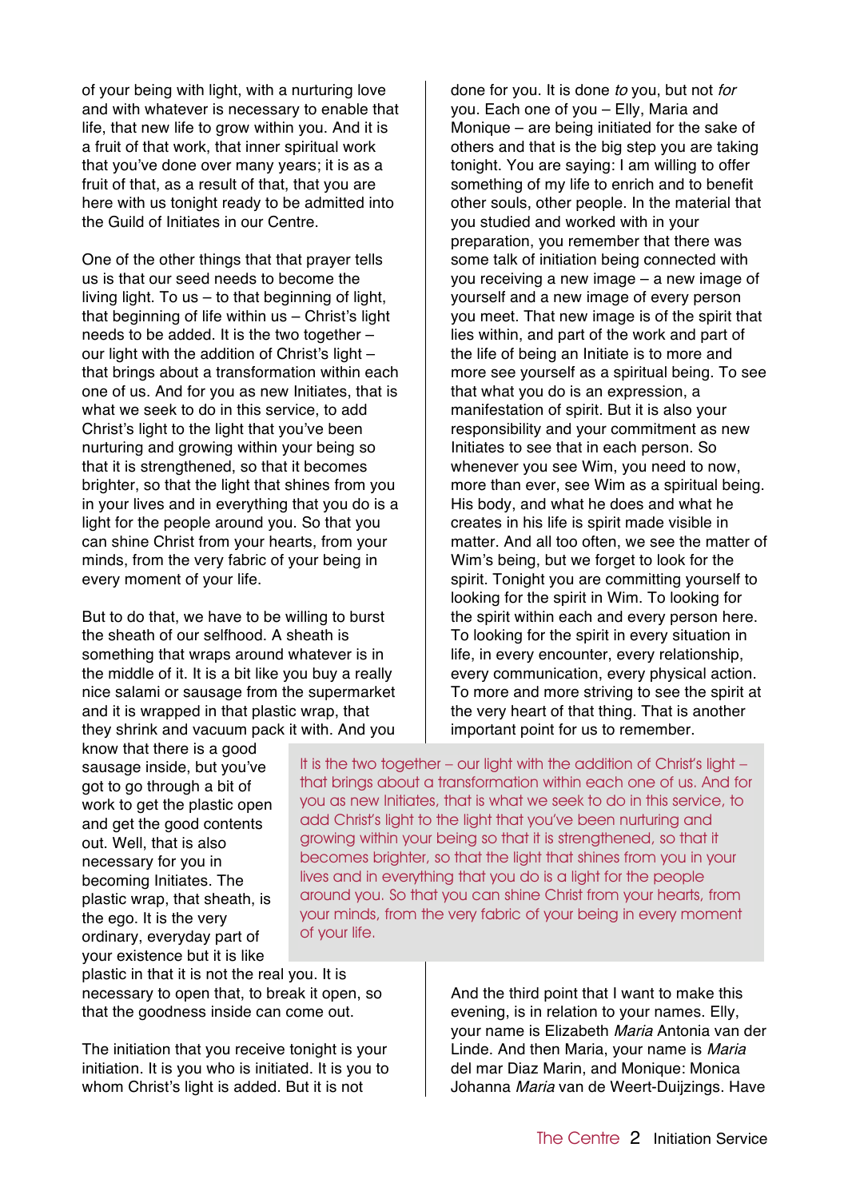of your being with light, with a nurturing love and with whatever is necessary to enable that life, that new life to grow within you. And it is a fruit of that work, that inner spiritual work that you've done over many years; it is as a fruit of that, as a result of that, that you are here with us tonight ready to be admitted into the Guild of Initiates in our Centre.

One of the other things that that prayer tells us is that our seed needs to become the living light. To us – to that beginning of light, that beginning of life within us – Christ's light needs to be added. It is the two together – our light with the addition of Christ's light – that brings about a transformation within each one of us. And for you as new Initiates, that is what we seek to do in this service, to add Christ's light to the light that you've been nurturing and growing within your being so that it is strengthened, so that it becomes brighter, so that the light that shines from you in your lives and in everything that you do is a light for the people around you. So that you can shine Christ from your hearts, from your minds, from the very fabric of your being in every moment of your life.

But to do that, we have to be willing to burst the sheath of our selfhood. A sheath is something that wraps around whatever is in the middle of it. It is a bit like you buy a really nice salami or sausage from the supermarket and it is wrapped in that plastic wrap, that they shrink and vacuum pack it with. And you know that there is a good sausage inside, but you've got to go through a bit of work to get the plastic open and get the good contents out. Well, that is also necessary for you in becoming Initiates. The plastic wrap, that sheath, is the ego. It is the very ordinary, everyday part of your existence but it is like plastic in that it is not the real you. It is necessary to open that, to break it open, so that the goodness inside can come out.

The initiation that you receive tonight is your initiation. It is you who is initiated. It is you to whom Christ's light is added. But it is not done for you. It is done *to* you, but not *for* you. Each one of you – Elly, Maria and Monique – are being initiated for the sake of others and that is the big step you are taking tonight. You are saying: I am willing to offer something of my life to enrich and to benefit other souls, other people. In the material that you studied and worked with in your preparation, you remember that there was some talk of initiation being connected with you receiving a new image – a new image of yourself and a new image of every person you meet. That new image is of the spirit that lies within, and part of the work and part of the life of being an Initiate is to more and more see yourself as a spiritual being. To see that what you do is an expression, a manifestation of spirit. But it is also your responsibility and your commitment as new Initiates to see that in each person. So whenever you see Wim, you need to now, more than ever, see Wim as a spiritual being. His body, and what he does and what he creates in his life is spirit made visible in matter. And all too often, we see the matter of Wim's being, but we forget to look for the spirit. Tonight you are committing yourself to looking for the spirit in Wim. To looking for the spirit within each and every person here. To looking for the spirit in every situation in life, in every encounter, every relationship, every communication, every physical action. To more and more striving to see the spirit at the very heart of that thing. That is another important point for us to remember.

> It is the two together – our light with the addition of Christ's light – that brings about a transformation within each one of us. And for you as new Initiates, that is what we seek to do in this service, to add Christ's light to the light that you've been nurturing and growing within your being so that it is strengthened, so that it becomes brighter, so that the light that shines from you in your lives and in everything that you do is a light for the people around you. So that you can shine Christ from your hearts, from your minds, from the very fabric of your being in every moment of your life.

And the third point that I want to make this evening, is in relation to your names. Elly, your name is Elizabeth *Maria* Antonia van der Linde. And then Maria, your name is *Maria* del mar Diaz Marin, and Monique: Monica Johanna *Maria* van de Weert-Duijzings. Have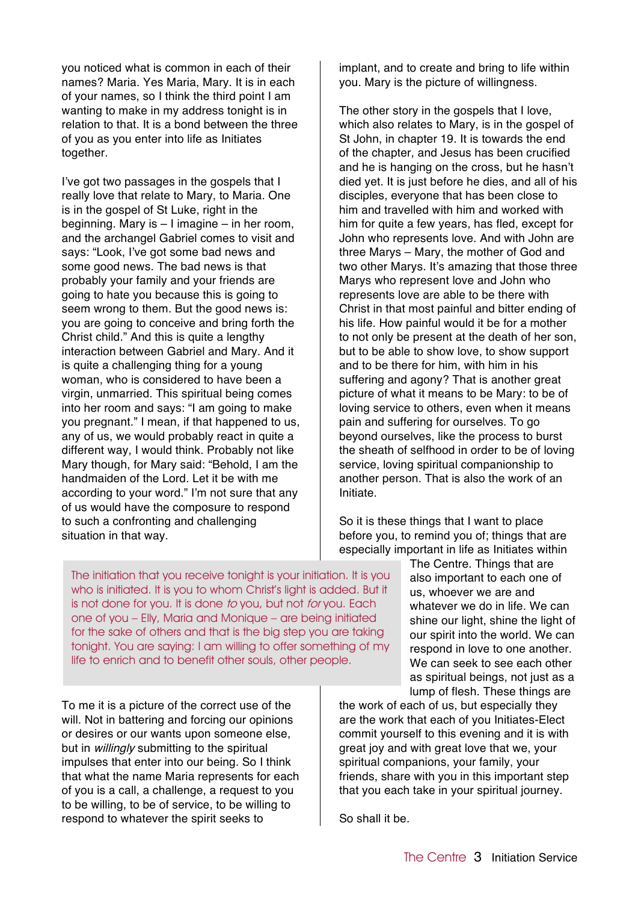you noticed what is common in each of their names? Maria. Yes Maria, Mary. It is in each of your names, so I think the third point I am wanting to make in my address tonight is in relation to that. It is a bond between the three of you as you enter into life as Initiates together.

I've got two passages in the gospels that I really love that relate to Mary, to Maria. One is in the gospel of St Luke, right in the beginning. Mary is – I imagine – in her room, and the archangel Gabriel comes to visit and says: "Look, I've got some bad news and some good news. The bad news is that probably your family and your friends are going to hate you because this is going to seem wrong to them. But the good news is: you are going to conceive and bring forth the Christ child." And this is quite a lengthy interaction between Gabriel and Mary. And it is quite a challenging thing for a young woman, who is considered to have been a virgin, unmarried. This spiritual being comes into her room and says: "I am going to make you pregnant." I mean, if that happened to us, any of us, we would probably react in quite a different way, I would think. Probably not like Mary though, for Mary said: "Behold, I am the handmaiden of the Lord. Let it be with me according to your word." I'm not sure that any of us would have the composure to respond to such a confronting and challenging situation in that way.

> The initiation that you receive tonight is your initiation. It is you who is initiated. It is you to whom Christ's light is added. But it is not done for you. It is done *to* you, but not *for* you. Each one of you – Elly, Maria and Monique – are being initiated for the sake of others and that is the big step you are taking tonight. You are saying: I am willing to offer something of my life to enrich and to benefit other souls, other people.

To me it is a picture of the correct use of the will. Not in battering and forcing our opinions or desires or our wants upon someone else, but in *willingly* submitting to the spiritual impulses that enter into our being. So I think that what the name Maria represents for each of you is a call, a challenge, a request to you to be willing, to be of service, to be willing to respond to whatever the spirit seeks to implant, and to create and bring to life within you. Mary is the picture of willingness.

The other story in the gospels that I love, which also relates to Mary, is in the gospel of St John, in chapter 19. It is towards the end of the chapter, and Jesus has been crucified and he is hanging on the cross, but he hasn't died yet. It is just before he dies, and all of his disciples, everyone that has been close to him and travelled with him and worked with him for quite a few years, has fled, except for John who represents love. And with John are three Marys – Mary, the mother of God and two other Marys. It's amazing that those three Marys who represent love and John who represents love are able to be there with Christ in that most painful and bitter ending of his life. How painful would it be for a mother to not only be present at the death of her son, but to be able to show love, to show support and to be there for him, with him in his suffering and agony? That is another great picture of what it means to be Mary: to be of loving service to others, even when it means pain and suffering for ourselves. To go beyond ourselves, like the process to burst the sheath of selfhood in order to be of loving service, loving spiritual companionship to another person. That is also the work of an Initiate.

So it is these things that I want to place before you, to remind you of; things that are especially important in life as Initiates within The Centre. Things that are also important to each one of us, whoever we are and whatever we do in life. We can shine our light, shine the light of our spirit into the world. We can respond in love to one another. We can seek to see each other as spiritual beings, not just as a lump of flesh. These things are the work of each of us, but especially they are the work that each of you Initiates-Elect commit yourself to this evening and it is with great joy and with great love that we, your spiritual companions, your family, your friends, share with you in this important step that you each take in your spiritual journey.

So shall it be.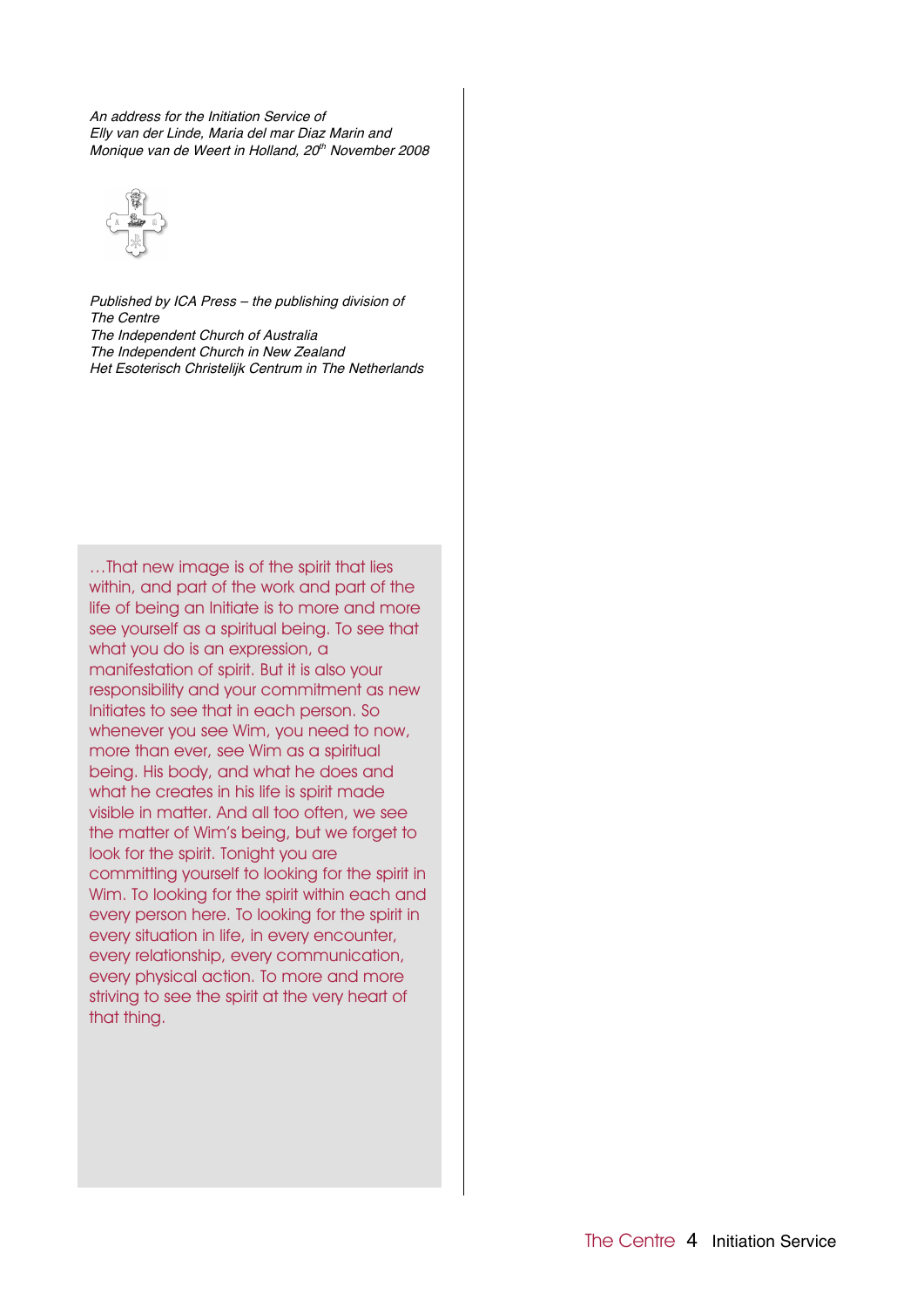*An address for the Initiation Service of Elly van der Linde, Maria del mar Diaz Marin and Monique van de Weert in Holland, 20th November 2008*

*Published by ICA Press – the publishing division of*
*The Centre*
*The Independent Church of Australia*
*The Independent Church in New Zealand*
*Het Esoterisch Christelijk Centrum in The Netherlands*

…That new image is of the spirit that lies within, and part of the work and part of the life of being an Initiate is to more and more see yourself as a spiritual being. To see that what you do is an expression, a manifestation of spirit. But it is also your responsibility and your commitment as new Initiates to see that in each person. So whenever you see Wim, you need to now, more than ever, see Wim as a spiritual being. His body, and what he does and what he creates in his life is spirit made visible in matter. And all too often, we see the matter of Wim's being, but we forget to look for the spirit. Tonight you are committing yourself to looking for the spirit in Wim. To looking for the spirit within each and every person here. To looking for the spirit in every situation in life, in every encounter, every relationship, every communication, every physical action. To more and more striving to see the spirit at the very heart of that thing.